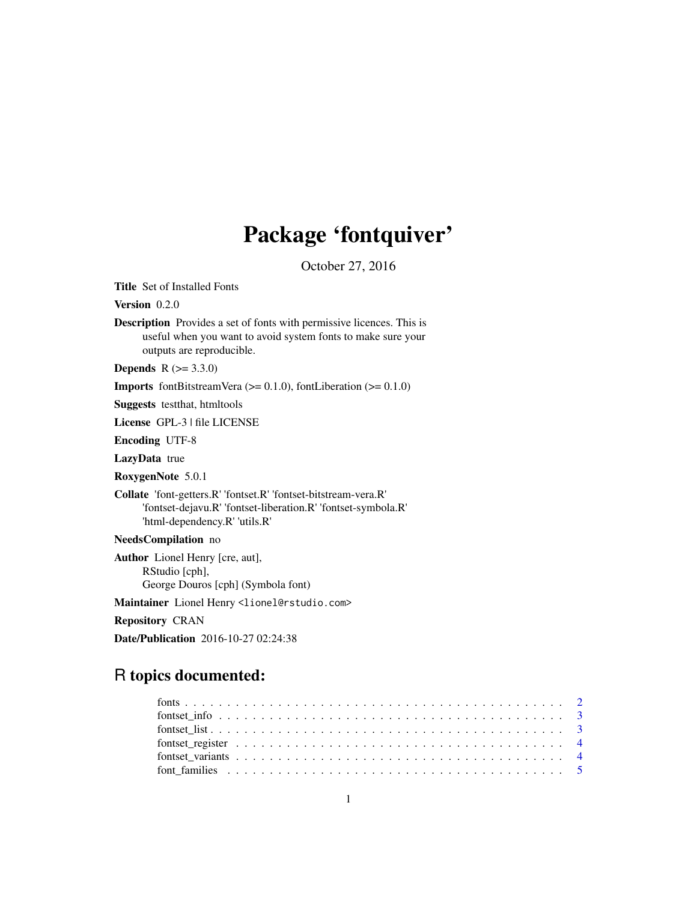# Package 'fontquiver'

October 27, 2016

**Title** Set of Installed Fonts

**Version** 0.2.0

**Description** Provides a set of fonts with permissive licences. This is useful when you want to avoid system fonts to make sure your outputs are reproducible.

**Depends** R (>= 3.3.0)

**Imports** fontBitstreamVera (>= 0.1.0), fontLiberation (>= 0.1.0)

**Suggests** testthat, htmltools

**License** GPL-3 | file LICENSE

**Encoding** UTF-8

**LazyData** true

**RoxygenNote** 5.0.1

**Collate** 'font-getters.R' 'fontset.R' 'fontset-bitstream-vera.R' 'fontset-dejavu.R' 'fontset-liberation.R' 'fontset-symbola.R' 'html-dependency.R' 'utils.R'

**NeedsCompilation** no

**Author** Lionel Henry [cre, aut], RStudio [cph], George Douros [cph] (Symbola font)

**Maintainer** Lionel Henry <lionel@rstudio.com>

**Repository** CRAN

**Date/Publication** 2016-10-27 02:24:38

## R topics documented:

- fonts . . . . . . . . . . . . . . . . . . . . . . . . . . . . . . . . . . . . . . . . . . 2
- fontset_info . . . . . . . . . . . . . . . . . . . . . . . . . . . . . . . . . . . . . . . 3
- fontset_list . . . . . . . . . . . . . . . . . . . . . . . . . . . . . . . . . . . . . . . 3
- fontset_register . . . . . . . . . . . . . . . . . . . . . . . . . . . . . . . . . . . . . 4
- fontset_variants . . . . . . . . . . . . . . . . . . . . . . . . . . . . . . . . . . . . . 4
- font_families . . . . . . . . . . . . . . . . . . . . . . . . . . . . . . . . . . . . . . 5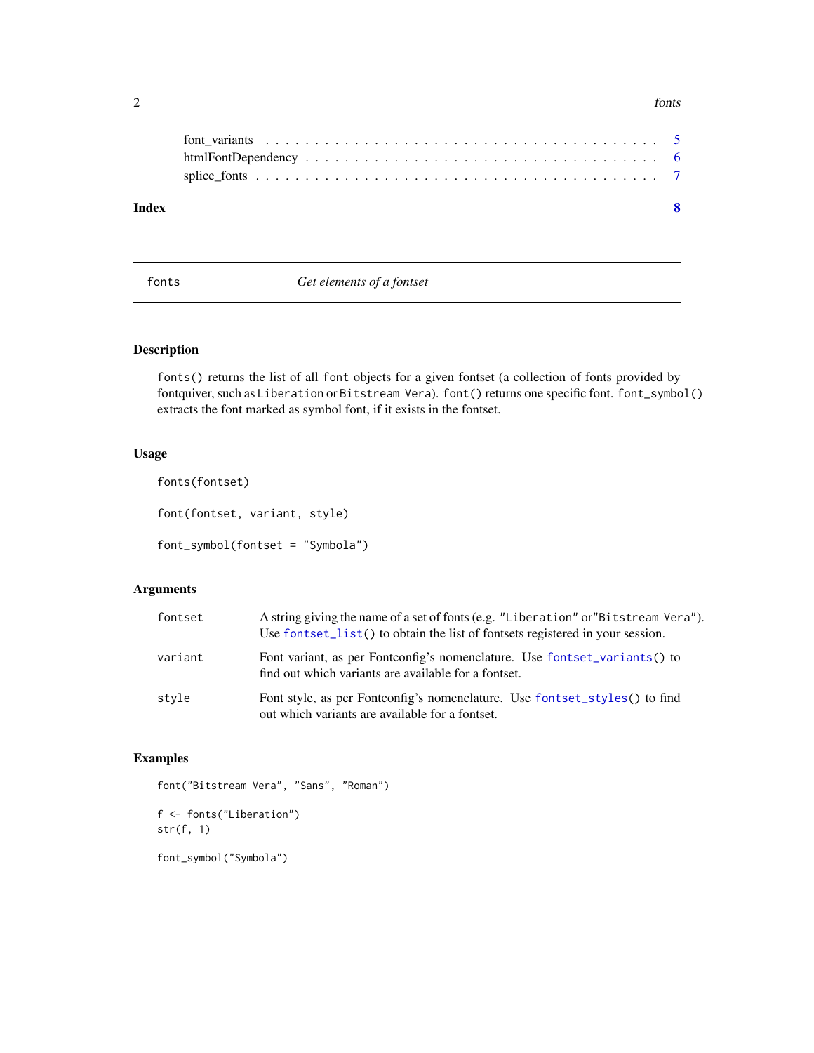font_variants . . . . . . . . . . . . . . . . . . . . . . . . . . . . . . . . . . . . . . . 5
htmlFontDependency . . . . . . . . . . . . . . . . . . . . . . . . . . . . . . . . . . . . 6
splice_fonts . . . . . . . . . . . . . . . . . . . . . . . . . . . . . . . . . . . . . . . . 7

**Index** **8**

---

`fonts` *Get elements of a fontset*

---

## Description

`fonts()` returns the list of all `font` objects for a given fontset (a collection of fonts provided by fontquiver, such as `Liberation` or `Bitstream Vera`). `font()` returns one specific font. `font_symbol()` extracts the font marked as symbol font, if it exists in the fontset.

## Usage

```
fonts(fontset)

font(fontset, variant, style)

font_symbol(fontset = "Symbola")
```

## Arguments

| | |
|---|---|
| `fontset` | A string giving the name of a set of fonts (e.g. `"Liberation"` or`"Bitstream Vera"`). Use `fontset_list()` to obtain the list of fontsets registered in your session. |
| `variant` | Font variant, as per Fontconfig's nomenclature. Use `fontset_variants()` to find out which variants are available for a fontset. |
| `style` | Font style, as per Fontconfig's nomenclature. Use `fontset_styles()` to find out which variants are available for a fontset. |

## Examples

```
font("Bitstream Vera", "Sans", "Roman")

f <- fonts("Liberation")
str(f, 1)

font_symbol("Symbola")
```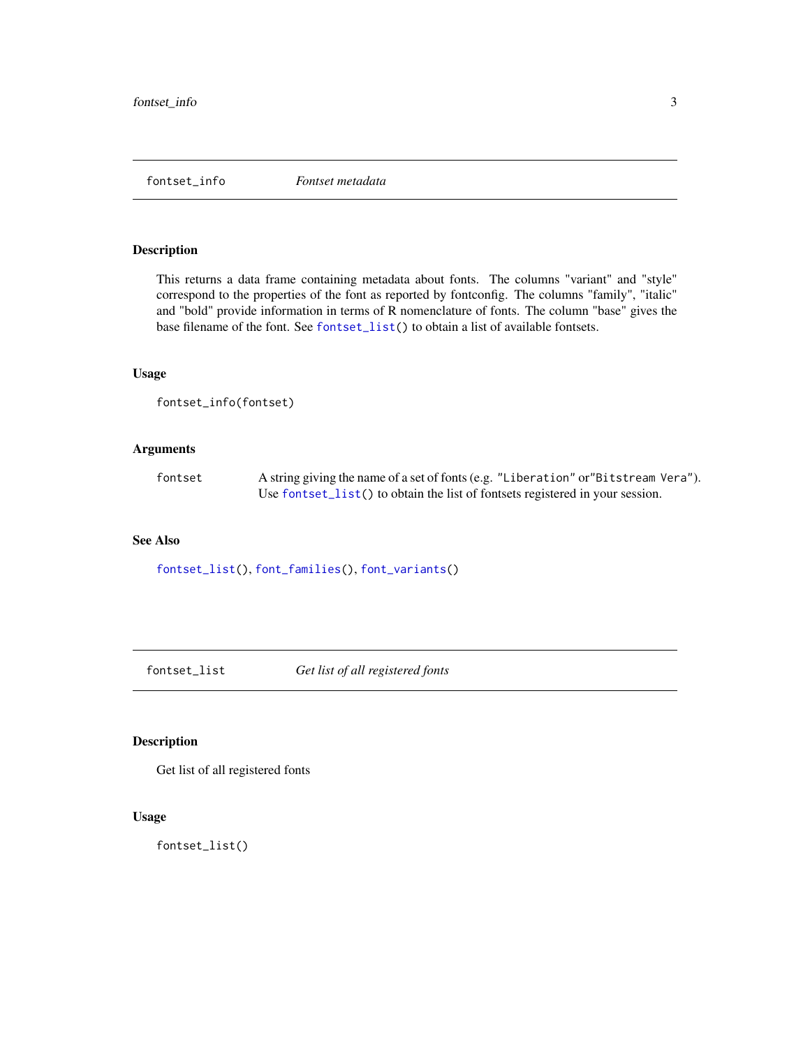## fontset_info — *Fontset metadata*

### Description

This returns a data frame containing metadata about fonts. The columns "variant" and "style" correspond to the properties of the font as reported by fontconfig. The columns "family", "italic" and "bold" provide information in terms of R nomenclature of fonts. The column "base" gives the base filename of the font. See `fontset_list()` to obtain a list of available fontsets.

### Usage

```
fontset_info(fontset)
```

### Arguments

| | |
|---|---|
| `fontset` | A string giving the name of a set of fonts (e.g. `"Liberation"` or `"Bitstream Vera"`). Use `fontset_list()` to obtain the list of fontsets registered in your session. |

### See Also

`fontset_list()`, `font_families()`, `font_variants()`

## fontset_list — *Get list of all registered fonts*

### Description

Get list of all registered fonts

### Usage

```
fontset_list()
```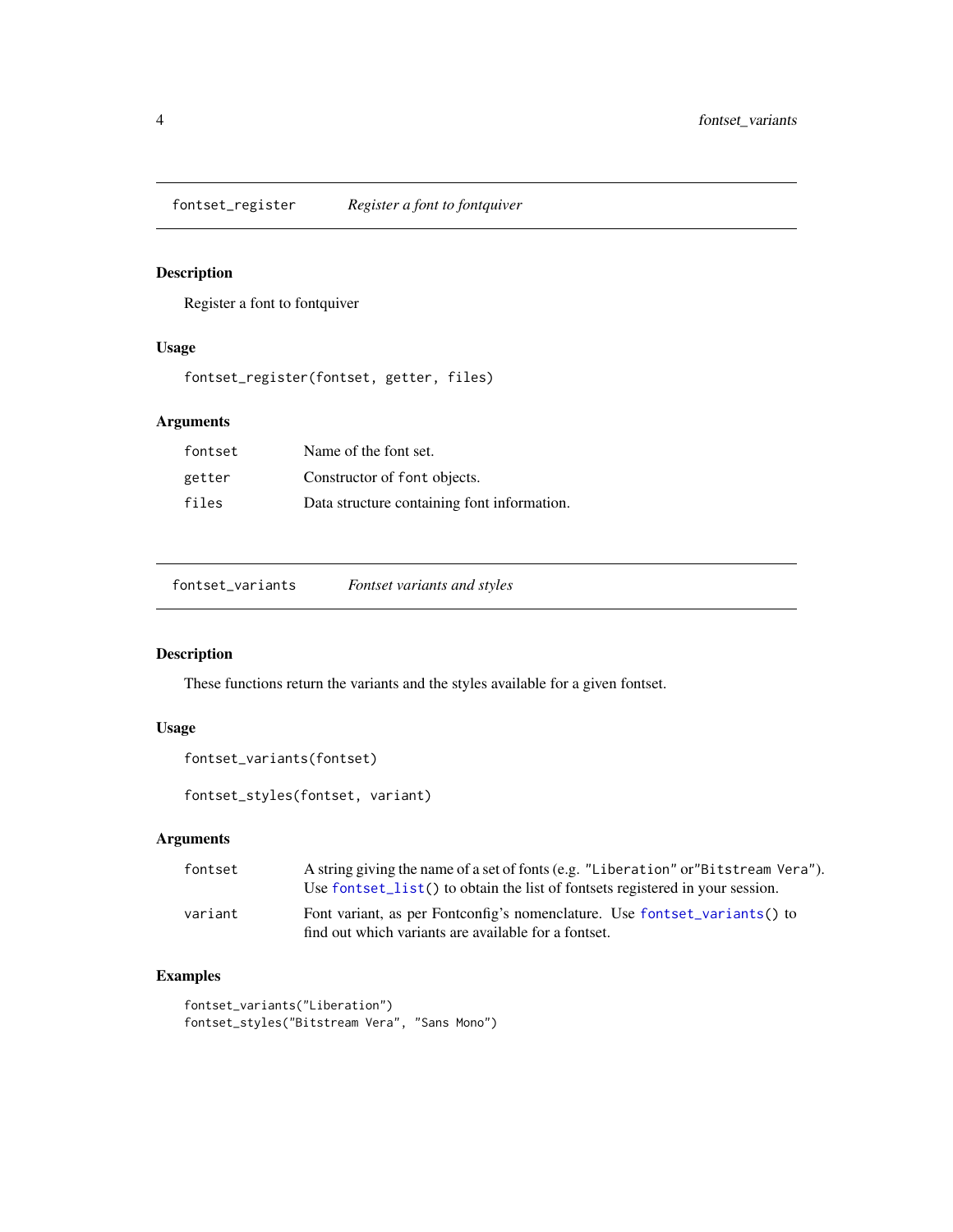## fontset_register — *Register a font to fontquiver*

### Description

Register a font to fontquiver

### Usage

```
fontset_register(fontset, getter, files)
```

### Arguments

| | |
|---|---|
| `fontset` | Name of the font set. |
| `getter` | Constructor of `font` objects. |
| `files` | Data structure containing font information. |

## fontset_variants — *Fontset variants and styles*

### Description

These functions return the variants and the styles available for a given fontset.

### Usage

```
fontset_variants(fontset)

fontset_styles(fontset, variant)
```

### Arguments

| | |
|---|---|
| `fontset` | A string giving the name of a set of fonts (e.g. `"Liberation"` or`"Bitstream Vera"`). Use `fontset_list()` to obtain the list of fontsets registered in your session. |
| `variant` | Font variant, as per Fontconfig's nomenclature. Use `fontset_variants()` to find out which variants are available for a fontset. |

### Examples

```
fontset_variants("Liberation")
fontset_styles("Bitstream Vera", "Sans Mono")
```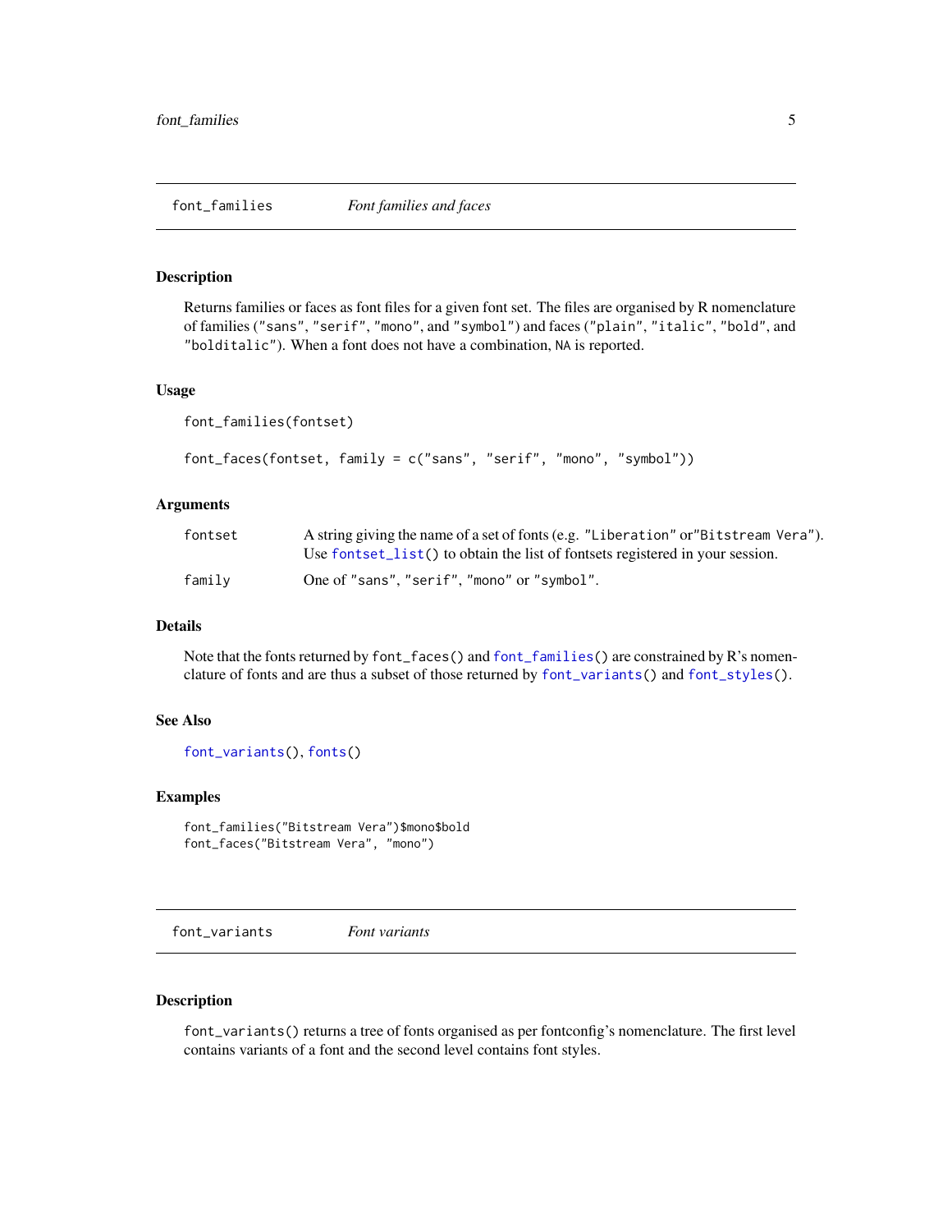## font_families *Font families and faces*

### Description

Returns families or faces as font files for a given font set. The files are organised by R nomenclature of families (`"sans"`, `"serif"`, `"mono"`, and `"symbol"`) and faces (`"plain"`, `"italic"`, `"bold"`, and `"bolditalic"`). When a font does not have a combination, `NA` is reported.

### Usage

```
font_families(fontset)

font_faces(fontset, family = c("sans", "serif", "mono", "symbol"))
```

### Arguments

| | |
|---|---|
| `fontset` | A string giving the name of a set of fonts (e.g. `"Liberation"` or`"Bitstream Vera"`). Use `fontset_list()` to obtain the list of fontsets registered in your session. |
| `family` | One of `"sans"`, `"serif"`, `"mono"` or `"symbol"`. |

### Details

Note that the fonts returned by `font_faces()` and `font_families()` are constrained by R's nomenclature of fonts and are thus a subset of those returned by `font_variants()` and `font_styles()`.

### See Also

`font_variants()`, `fonts()`

### Examples

```
font_families("Bitstream Vera")$mono$bold
font_faces("Bitstream Vera", "mono")
```

## font_variants *Font variants*

### Description

`font_variants()` returns a tree of fonts organised as per fontconfig's nomenclature. The first level contains variants of a font and the second level contains font styles.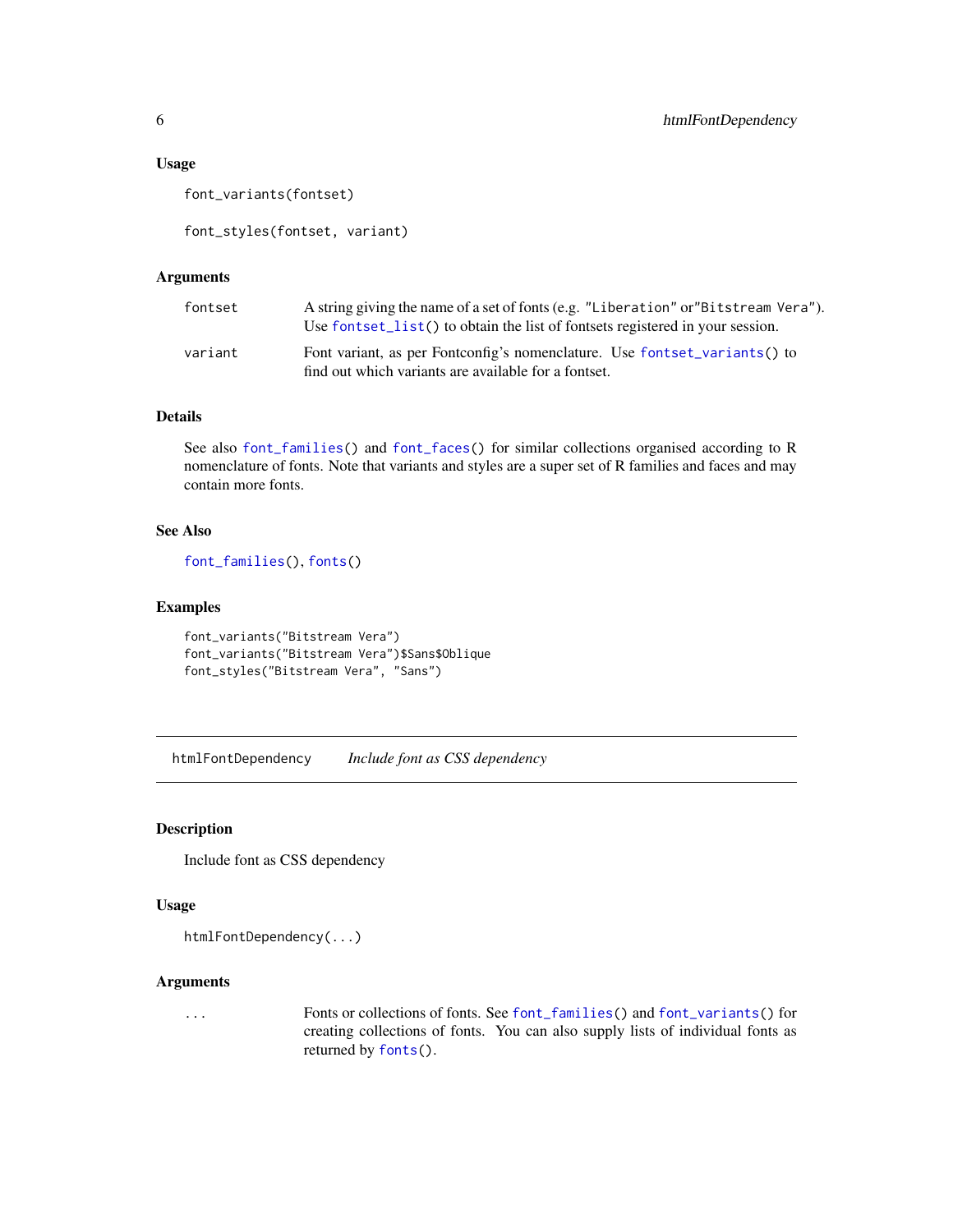### Usage

```
font_variants(fontset)

font_styles(fontset, variant)
```

### Arguments

| | |
|---|---|
| fontset | A string giving the name of a set of fonts (e.g. "Liberation" or "Bitstream Vera"). Use fontset_list() to obtain the list of fontsets registered in your session. |
| variant | Font variant, as per Fontconfig's nomenclature. Use fontset_variants() to find out which variants are available for a fontset. |

### Details

See also font_families() and font_faces() for similar collections organised according to R nomenclature of fonts. Note that variants and styles are a super set of R families and faces and may contain more fonts.

### See Also

font_families(), fonts()

### Examples

```
font_variants("Bitstream Vera")
font_variants("Bitstream Vera")$Sans$Oblique
font_styles("Bitstream Vera", "Sans")
```

---

## htmlFontDependency    *Include font as CSS dependency*

---

### Description

Include font as CSS dependency

### Usage

```
htmlFontDependency(...)
```

### Arguments

| | |
|---|---|
| ... | Fonts or collections of fonts. See font_families() and font_variants() for creating collections of fonts. You can also supply lists of individual fonts as returned by fonts(). |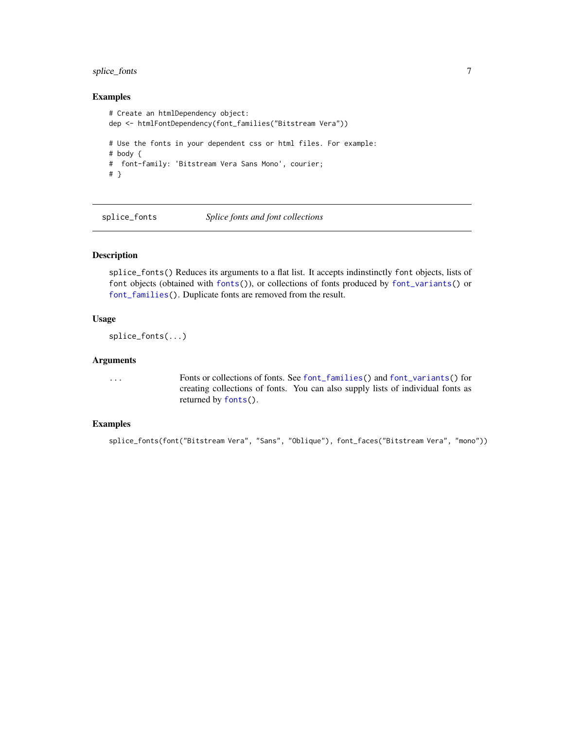### Examples

```
# Create an htmlDependency object:
dep <- htmlFontDependency(font_families("Bitstream Vera"))

# Use the fonts in your dependent css or html files. For example:
# body {
#  font-family: 'Bitstream Vera Sans Mono', courier;
# }
```

---

## splice_fonts — *Splice fonts and font collections*

---

### Description

splice_fonts() Reduces its arguments to a flat list. It accepts indinstinctly font objects, lists of font objects (obtained with fonts()), or collections of fonts produced by font_variants() or font_families(). Duplicate fonts are removed from the result.

### Usage

```
splice_fonts(...)
```

### Arguments

| | |
|---|---|
| ... | Fonts or collections of fonts. See font_families() and font_variants() for creating collections of fonts. You can also supply lists of individual fonts as returned by fonts(). |

### Examples

```
splice_fonts(font("Bitstream Vera", "Sans", "Oblique"), font_faces("Bitstream Vera", "mono"))
```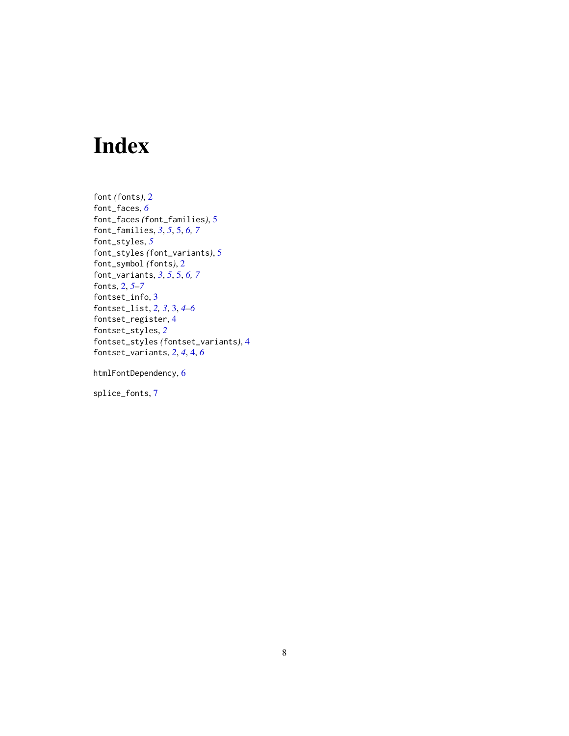# Index

font (fonts), 2
font_faces, *6*
font_faces (font_families), 5
font_families, *3*, *5*, 5, *6, 7*
font_styles, *5*
font_styles (font_variants), 5
font_symbol (fonts), 2
font_variants, *3*, *5*, 5, *6, 7*
fonts, 2, *5–7*
fontset_info, 3
fontset_list, *2, 3*, 3, *4–6*
fontset_register, 4
fontset_styles, *2*
fontset_styles (fontset_variants), 4
fontset_variants, *2*, *4*, 4, *6*

htmlFontDependency, 6

splice_fonts, 7